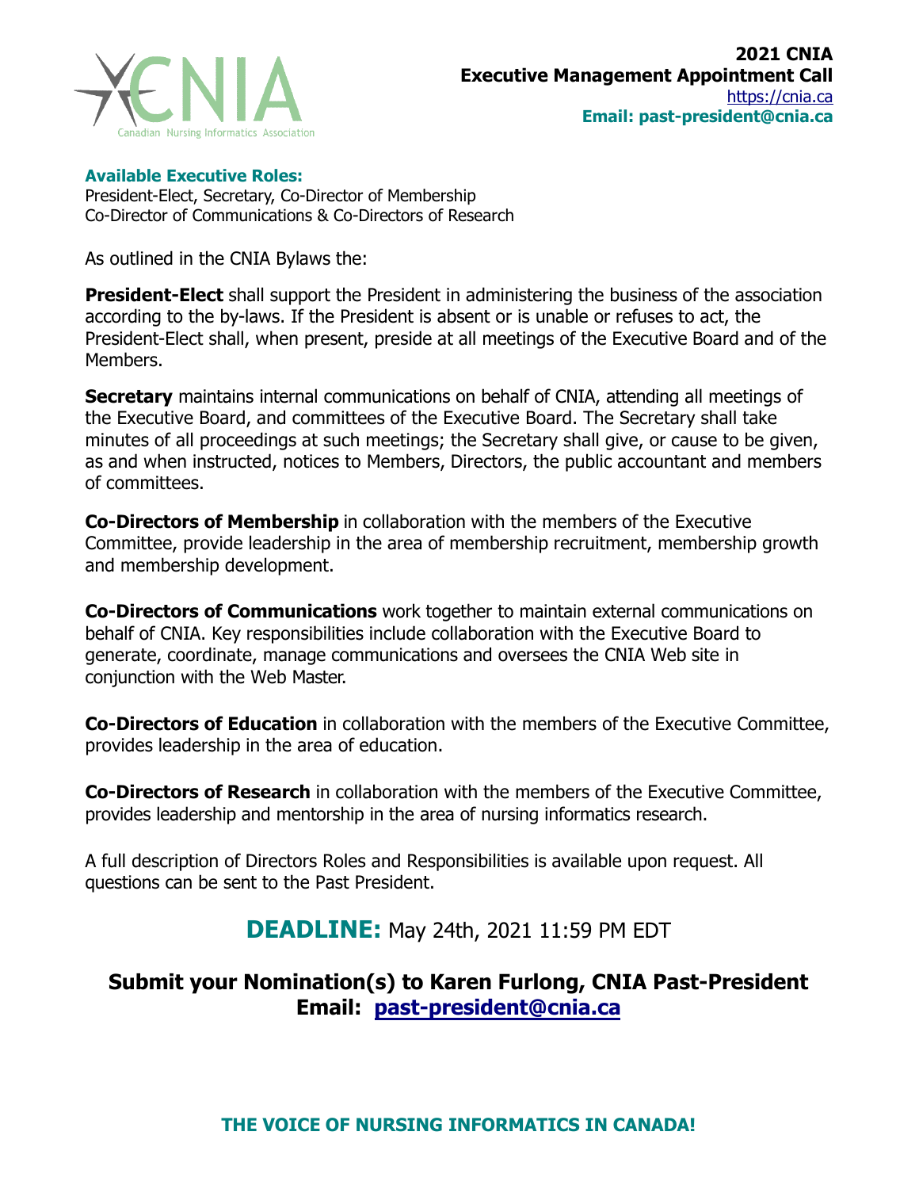CNIA
Canadian Nursing Informatics Association

**2021 CNIA**
**Executive Management Appointment Call**
https://cnia.ca
**Email: past-president@cnia.ca**

**Available Executive Roles:**
President-Elect, Secretary, Co-Director of Membership
Co-Director of Communications & Co-Directors of Research

As outlined in the CNIA Bylaws the:

**President-Elect** shall support the President in administering the business of the association according to the by-laws. If the President is absent or is unable or refuses to act, the President-Elect shall, when present, preside at all meetings of the Executive Board and of the Members.

**Secretary** maintains internal communications on behalf of CNIA, attending all meetings of the Executive Board, and committees of the Executive Board. The Secretary shall take minutes of all proceedings at such meetings; the Secretary shall give, or cause to be given, as and when instructed, notices to Members, Directors, the public accountant and members of committees.

**Co-Directors of Membership** in collaboration with the members of the Executive Committee, provide leadership in the area of membership recruitment, membership growth and membership development.

**Co-Directors of Communications** work together to maintain external communications on behalf of CNIA. Key responsibilities include collaboration with the Executive Board to generate, coordinate, manage communications and oversees the CNIA Web site in conjunction with the Web Master.

**Co-Directors of Education** in collaboration with the members of the Executive Committee, provides leadership in the area of education.

**Co-Directors of Research** in collaboration with the members of the Executive Committee, provides leadership and mentorship in the area of nursing informatics research.

A full description of Directors Roles and Responsibilities is available upon request. All questions can be sent to the Past President.

## **DEADLINE:** May 24th, 2021 11:59 PM EDT

## Submit your Nomination(s) to Karen Furlong, CNIA Past-President
## Email: past-president@cnia.ca

**THE VOICE OF NURSING INFORMATICS IN CANADA!**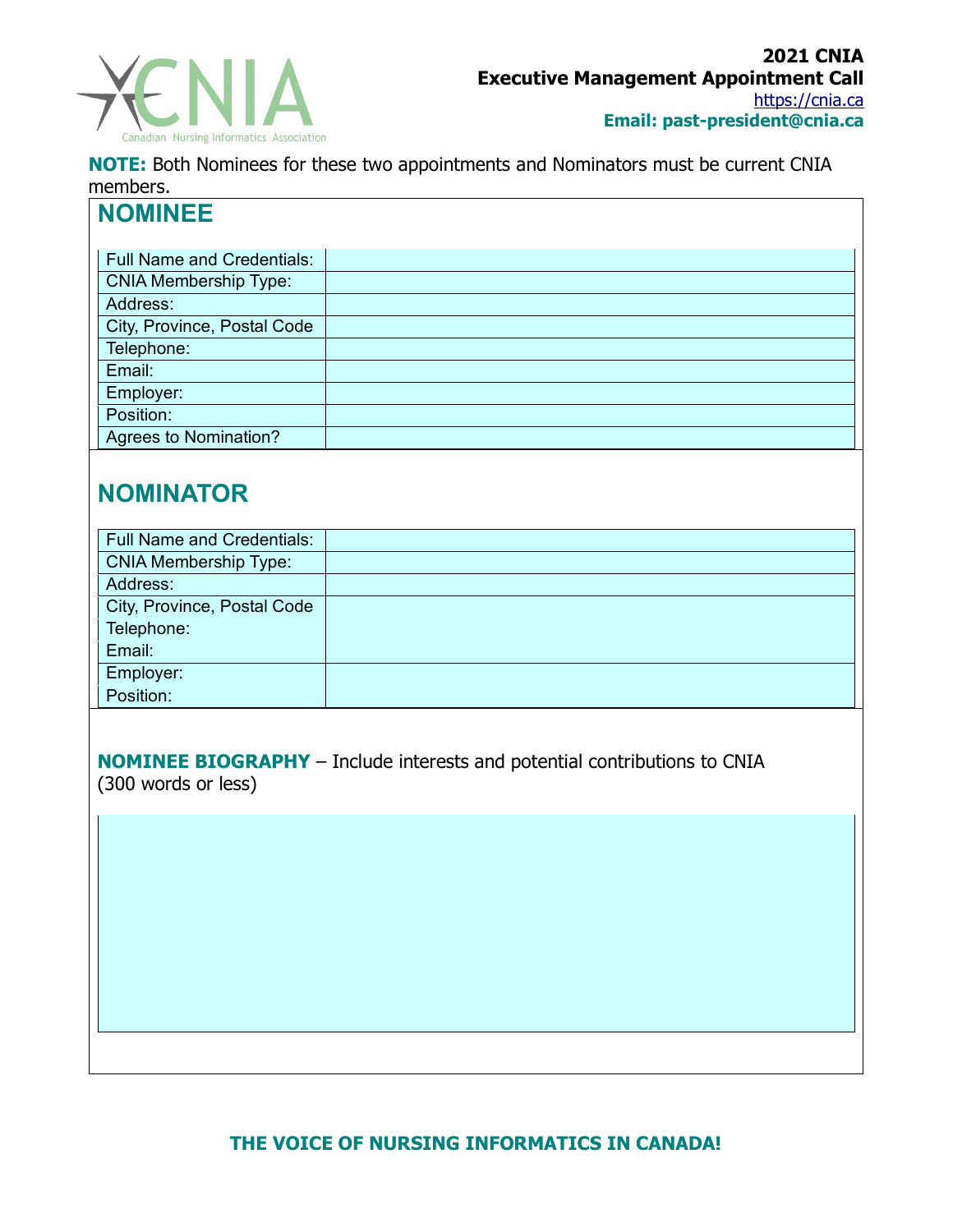**2021 CNIA**
**Executive Management Appointment Call**
https://cnia.ca
**Email: past-president@cnia.ca**

**NOTE:** Both Nominees for these two appointments and Nominators must be current CNIA members.

## NOMINEE

| | |
|---|---|
| Full Name and Credentials: | |
| CNIA Membership Type: | |
| Address: | |
| City, Province, Postal Code | |
| Telephone: | |
| Email: | |
| Employer: | |
| Position: | |
| Agrees to Nomination? | |

## NOMINATOR

| | |
|---|---|
| Full Name and Credentials: | |
| CNIA Membership Type: | |
| Address: | |
| City, Province, Postal Code | |
| Telephone: | |
| Email: | |
| Employer: | |
| Position: | |

**NOMINEE BIOGRAPHY** – Include interests and potential contributions to CNIA (300 words or less)

**THE VOICE OF NURSING INFORMATICS IN CANADA!**